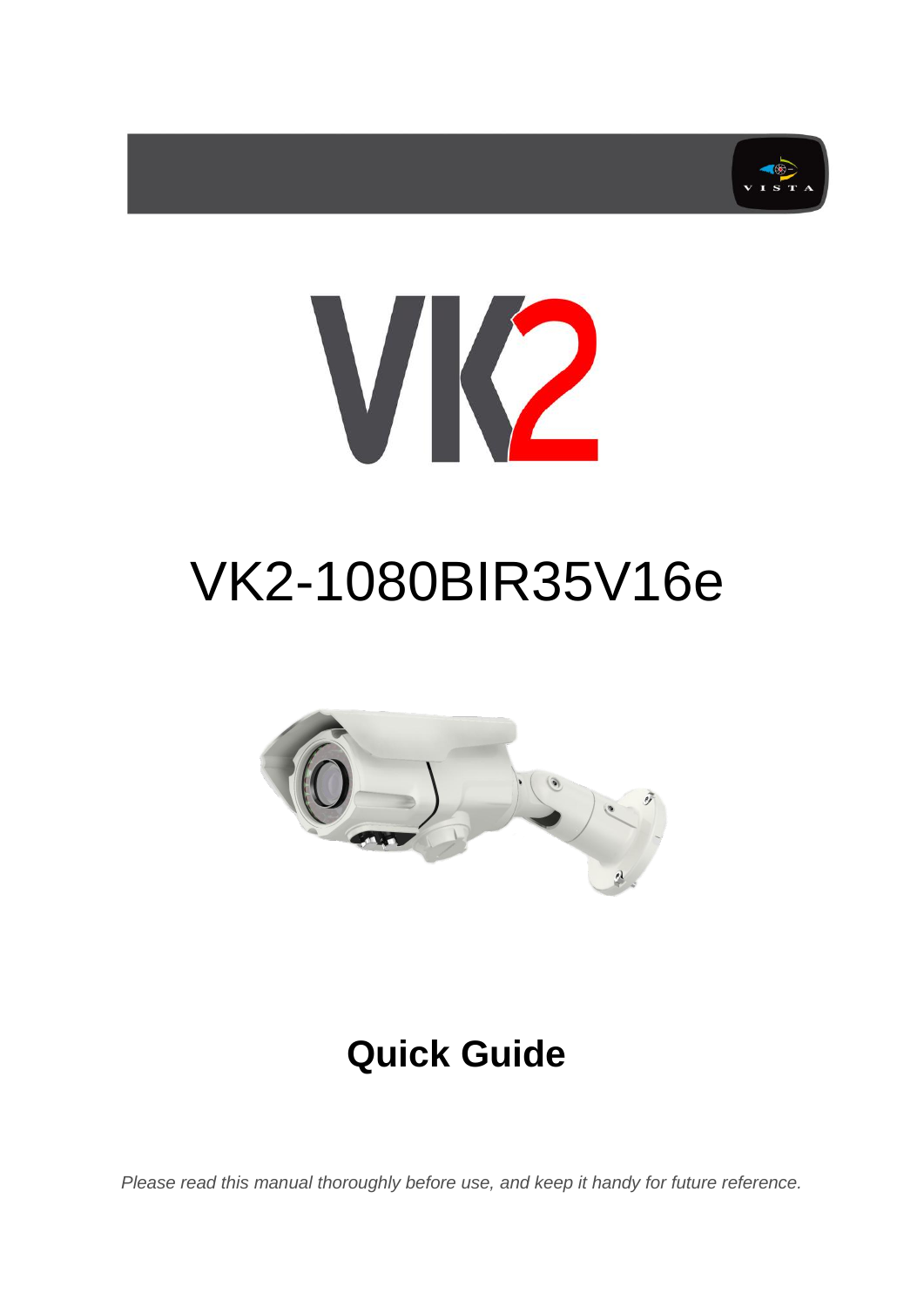# VK2-1080BIR35V16e

## Quick Guide

*Please read this manual thoroughly before use, and keep it handy for future reference.*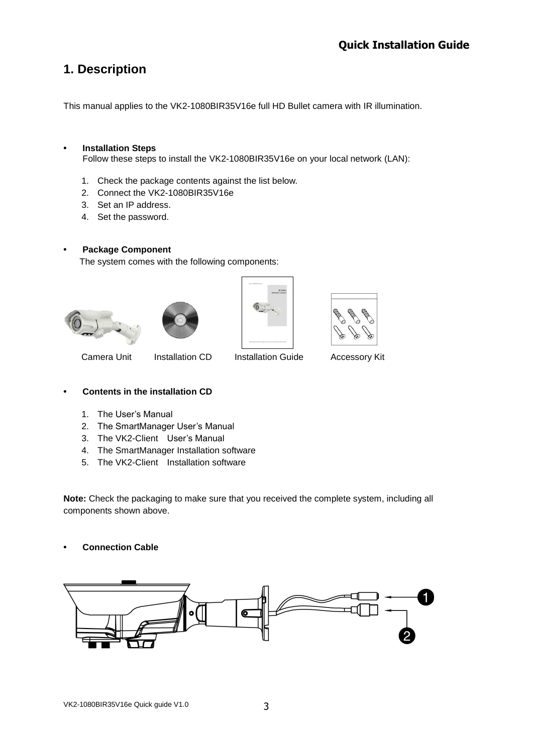# 1. Description

This manual applies to the VK2-1080BIR35V16e full HD Bullet camera with IR illumination.

- **Installation Steps**
  Follow these steps to install the VK2-1080BIR35V16e on your local network (LAN):

  1. Check the package contents against the list below.
  2. Connect the VK2-1080BIR35V16e
  3. Set an IP address.
  4. Set the password.

- **Package Component**
  The system comes with the following components:

Camera Unit    Installation CD    Installation Guide    Accessory Kit

- **Contents in the installation CD**

  1. The User's Manual
  2. The SmartManager User's Manual
  3. The VK2-Client User's Manual
  4. The SmartManager Installation software
  5. The VK2-Client Installation software

**Note:** Check the packaging to make sure that you received the complete system, including all components shown above.

- **Connection Cable**

❶

❷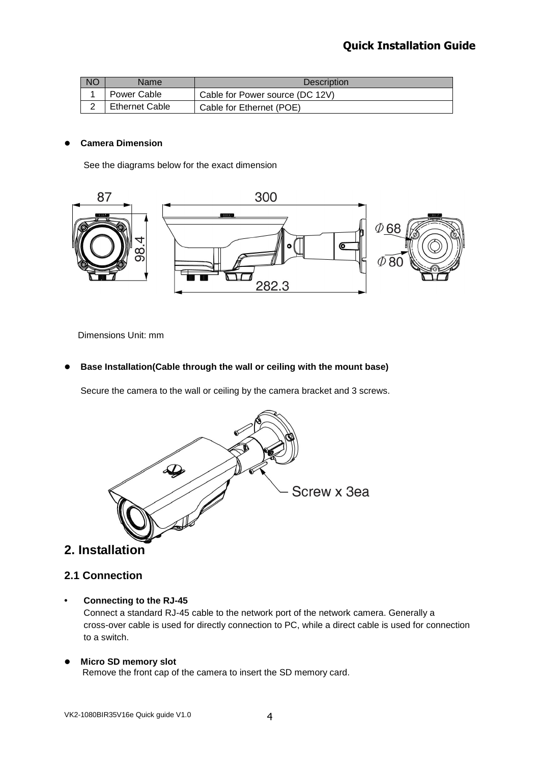| NO | Name | Description |
| --- | --- | --- |
| 1 | Power Cable | Cable for Power source (DC 12V) |
| 2 | Ethernet Cable | Cable for Ethernet (POE) |

- **Camera Dimension**

  See the diagrams below for the exact dimension

  Dimensions Unit: mm

- **Base Installation(Cable through the wall or ceiling with the mount base)**

  Secure the camera to the wall or ceiling by the camera bracket and 3 screws.

## 2. Installation

### 2.1 Connection

- **Connecting to the RJ-45**
  Connect a standard RJ-45 cable to the network port of the network camera. Generally a cross-over cable is used for directly connection to PC, while a direct cable is used for connection to a switch.

- **Micro SD memory slot**
  Remove the front cap of the camera to insert the SD memory card.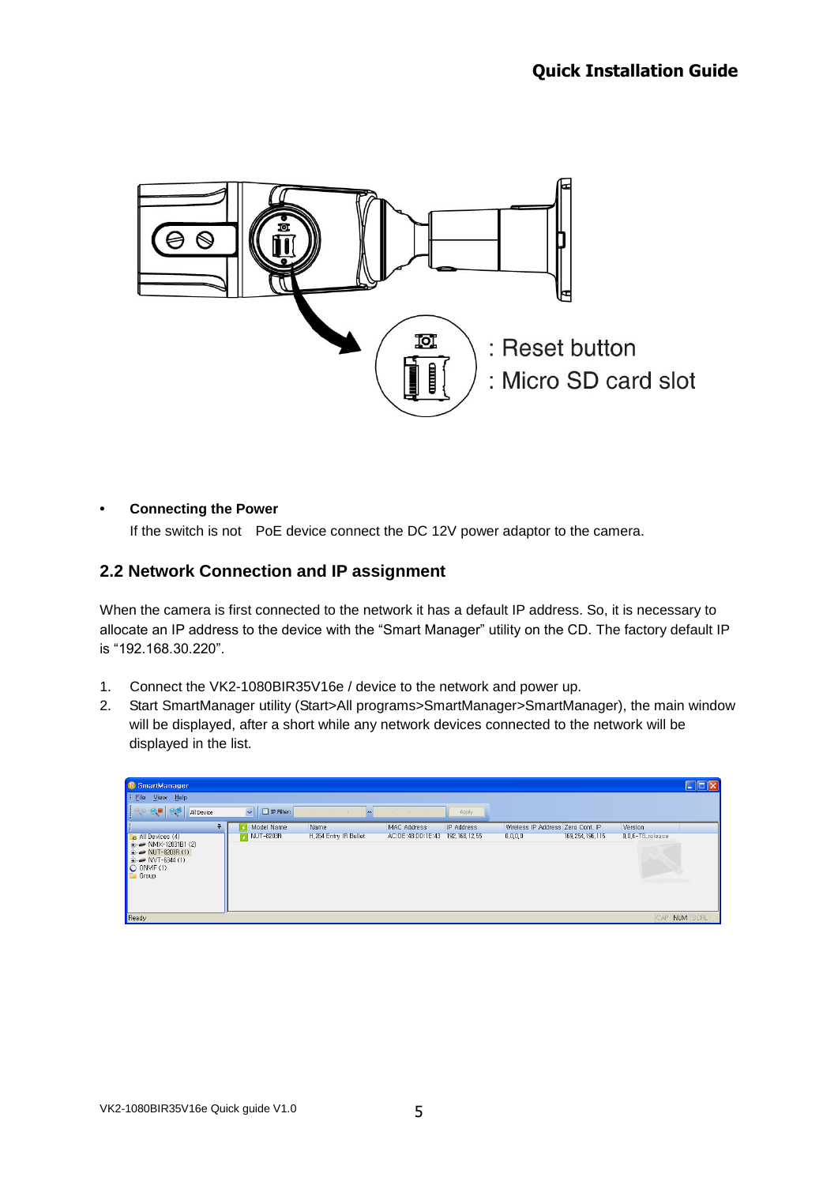: Reset button

: Micro SD card slot

- **Connecting the Power**

  If the switch is not  PoE device connect the DC 12V power adaptor to the camera.

## 2.2 Network Connection and IP assignment

When the camera is first connected to the network it has a default IP address. So, it is necessary to allocate an IP address to the device with the "Smart Manager" utility on the CD. The factory default IP is "192.168.30.220".

1. Connect the VK2-1080BIR35V16e / device to the network and power up.
2. Start SmartManager utility (Start>All programs>SmartManager>SmartManager), the main window will be displayed, after a short while any network devices connected to the network will be displayed in the list.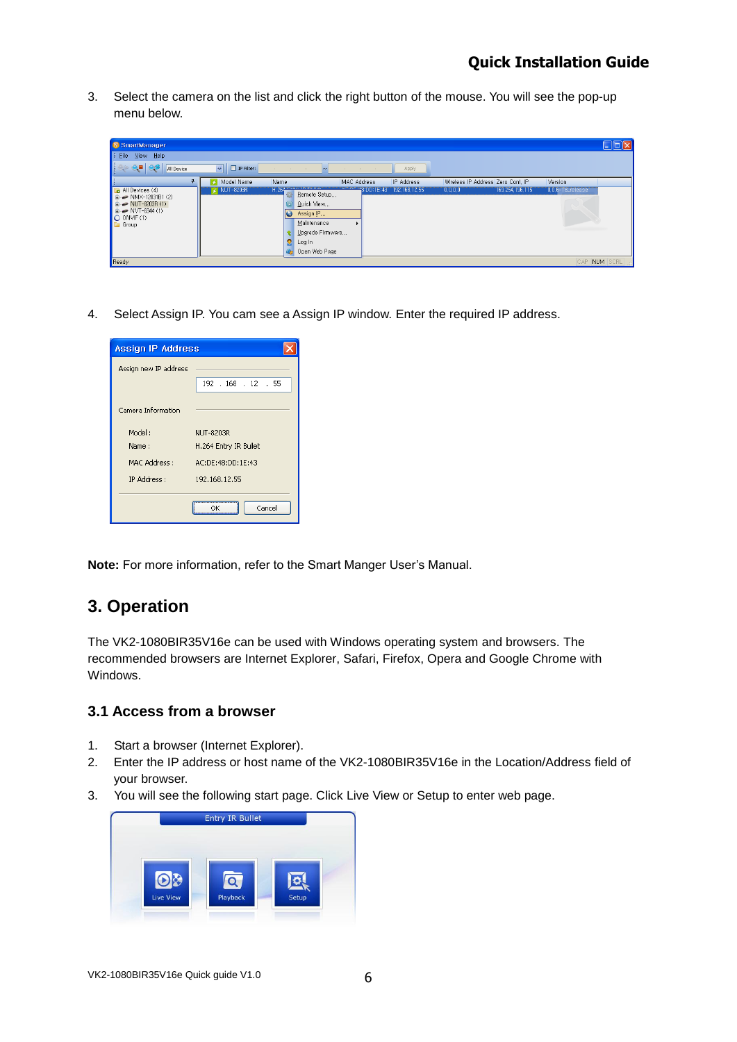3. Select the camera on the list and click the right button of the mouse. You will see the pop-up menu below.

4. Select Assign IP. You cam see a Assign IP window. Enter the required IP address.

**Note:** For more information, refer to the Smart Manger User's Manual.

## 3. Operation

The VK2-1080BIR35V16e can be used with Windows operating system and browsers. The recommended browsers are Internet Explorer, Safari, Firefox, Opera and Google Chrome with Windows.

### 3.1 Access from a browser

1. Start a browser (Internet Explorer).
2. Enter the IP address or host name of the VK2-1080BIR35V16e in the Location/Address field of your browser.
3. You will see the following start page. Click Live View or Setup to enter web page.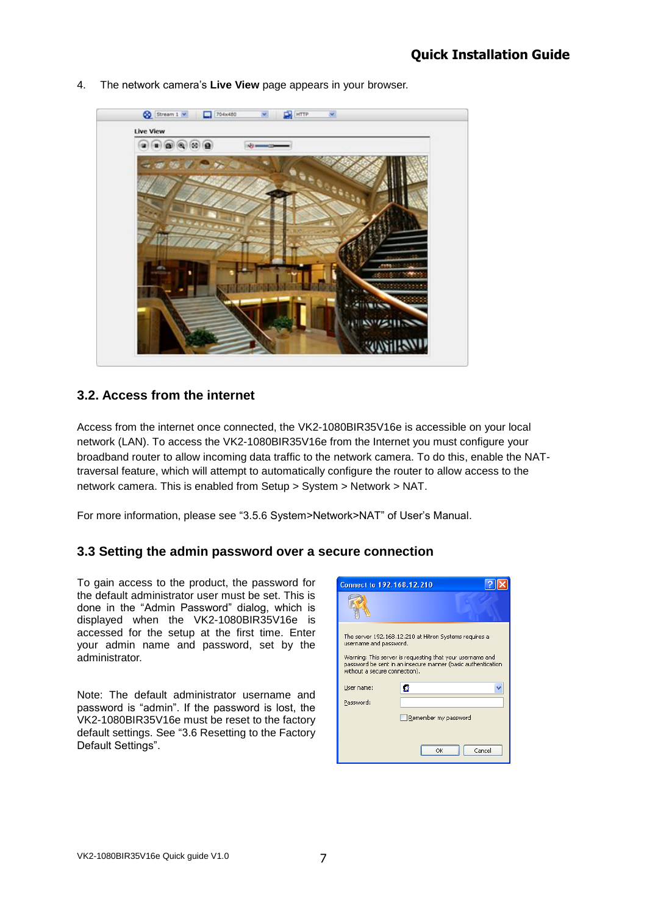4. The network camera's **Live View** page appears in your browser.

## 3.2. Access from the internet

Access from the internet once connected, the VK2-1080BIR35V16e is accessible on your local network (LAN). To access the VK2-1080BIR35V16e from the Internet you must configure your broadband router to allow incoming data traffic to the network camera. To do this, enable the NAT-traversal feature, which will attempt to automatically configure the router to allow access to the network camera. This is enabled from Setup > System > Network > NAT.

For more information, please see "3.5.6 System>Network>NAT" of User's Manual.

## 3.3 Setting the admin password over a secure connection

To gain access to the product, the password for the default administrator user must be set. This is done in the "Admin Password" dialog, which is displayed when the VK2-1080BIR35V16e is accessed for the setup at the first time. Enter your admin name and password, set by the administrator.

Note: The default administrator username and password is "admin". If the password is lost, the VK2-1080BIR35V16e must be reset to the factory default settings. See "3.6 Resetting to the Factory Default Settings".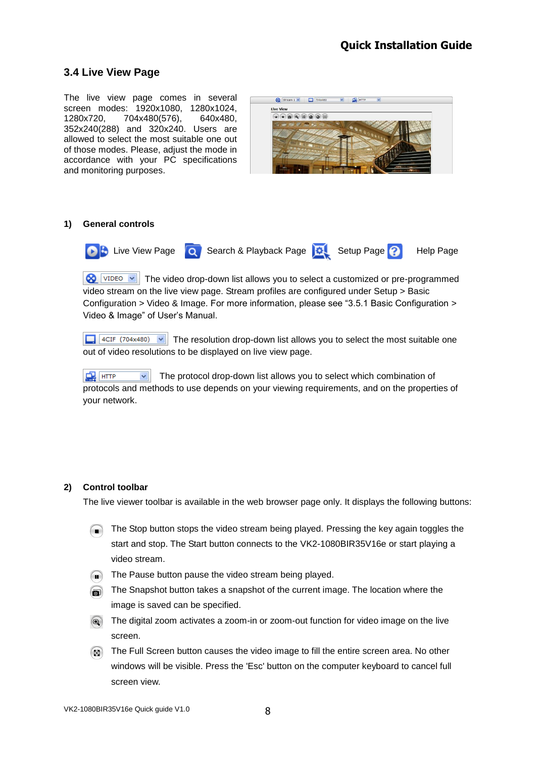## 3.4 Live View Page

The live view page comes in several screen modes: 1920x1080, 1280x1024, 1280x720, 704x480(576), 640x480, 352x240(288) and 320x240. Users are allowed to select the most suitable one out of those modes. Please, adjust the mode in accordance with your PC specifications and monitoring purposes.

**1) General controls**

Live View Page    Search & Playback Page    Setup Page    Help Page

VIDEO  The video drop-down list allows you to select a customized or pre-programmed video stream on the live view page. Stream profiles are configured under Setup > Basic Configuration > Video & Image. For more information, please see "3.5.1 Basic Configuration > Video & Image" of User's Manual.

4CIF (704x480)  The resolution drop-down list allows you to select the most suitable one out of video resolutions to be displayed on live view page.

HTTP  The protocol drop-down list allows you to select which combination of protocols and methods to use depends on your viewing requirements, and on the properties of your network.

**2) Control toolbar**

The live viewer toolbar is available in the web browser page only. It displays the following buttons:

- The Stop button stops the video stream being played. Pressing the key again toggles the start and stop. The Start button connects to the VK2-1080BIR35V16e or start playing a video stream.
- The Pause button pause the video stream being played.
- The Snapshot button takes a snapshot of the current image. The location where the image is saved can be specified.
- The digital zoom activates a zoom-in or zoom-out function for video image on the live screen.
- The Full Screen button causes the video image to fill the entire screen area. No other windows will be visible. Press the 'Esc' button on the computer keyboard to cancel full screen view.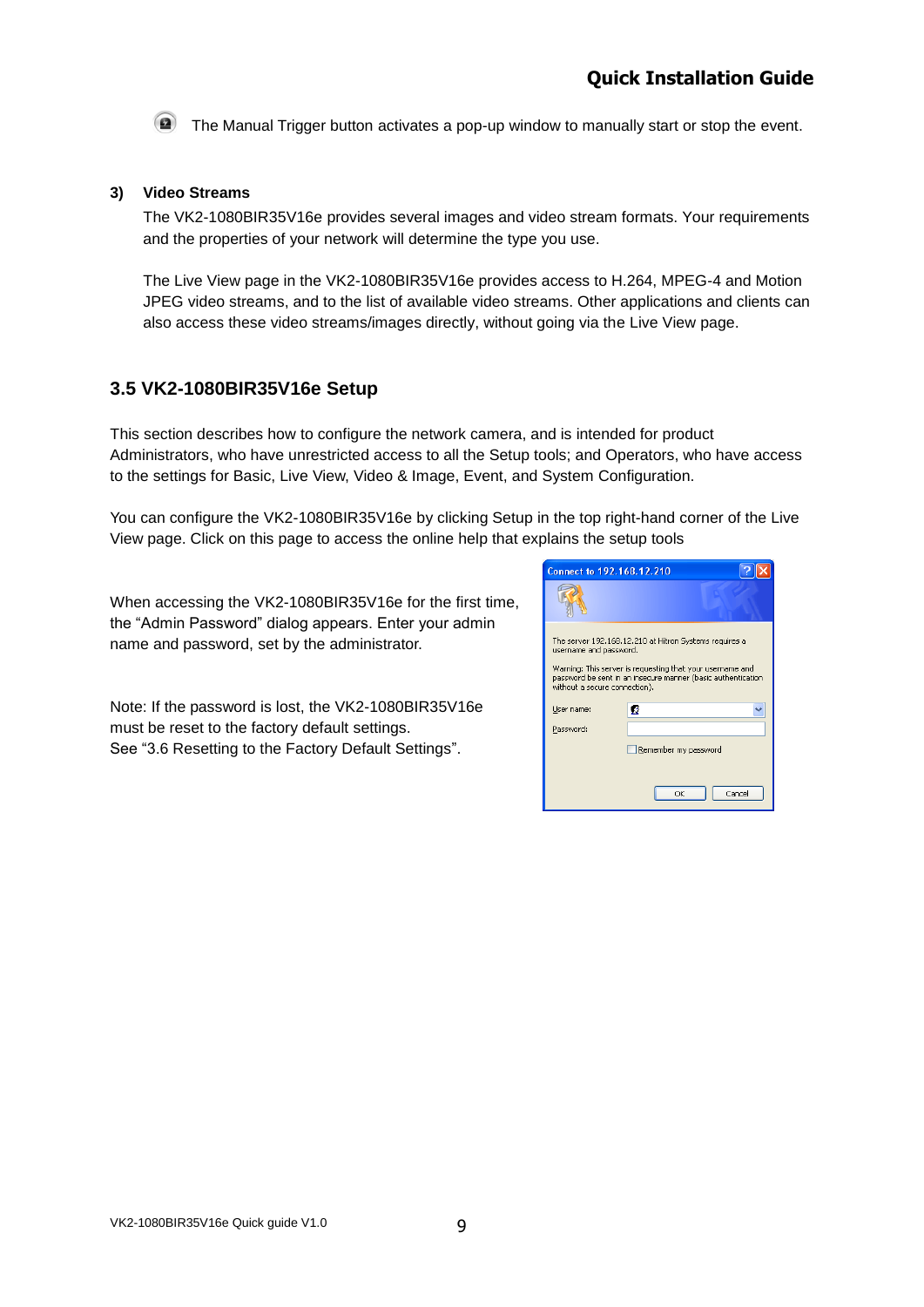The Manual Trigger button activates a pop-up window to manually start or stop the event.

**3) Video Streams**

The VK2-1080BIR35V16e provides several images and video stream formats. Your requirements and the properties of your network will determine the type you use.

The Live View page in the VK2-1080BIR35V16e provides access to H.264, MPEG-4 and Motion JPEG video streams, and to the list of available video streams. Other applications and clients can also access these video streams/images directly, without going via the Live View page.

## 3.5 VK2-1080BIR35V16e Setup

This section describes how to configure the network camera, and is intended for product Administrators, who have unrestricted access to all the Setup tools; and Operators, who have access to the settings for Basic, Live View, Video & Image, Event, and System Configuration.

You can configure the VK2-1080BIR35V16e by clicking Setup in the top right-hand corner of the Live View page. Click on this page to access the online help that explains the setup tools

When accessing the VK2-1080BIR35V16e for the first time, the "Admin Password" dialog appears. Enter your admin name and password, set by the administrator.

Note: If the password is lost, the VK2-1080BIR35V16e must be reset to the factory default settings.
See "3.6 Resetting to the Factory Default Settings".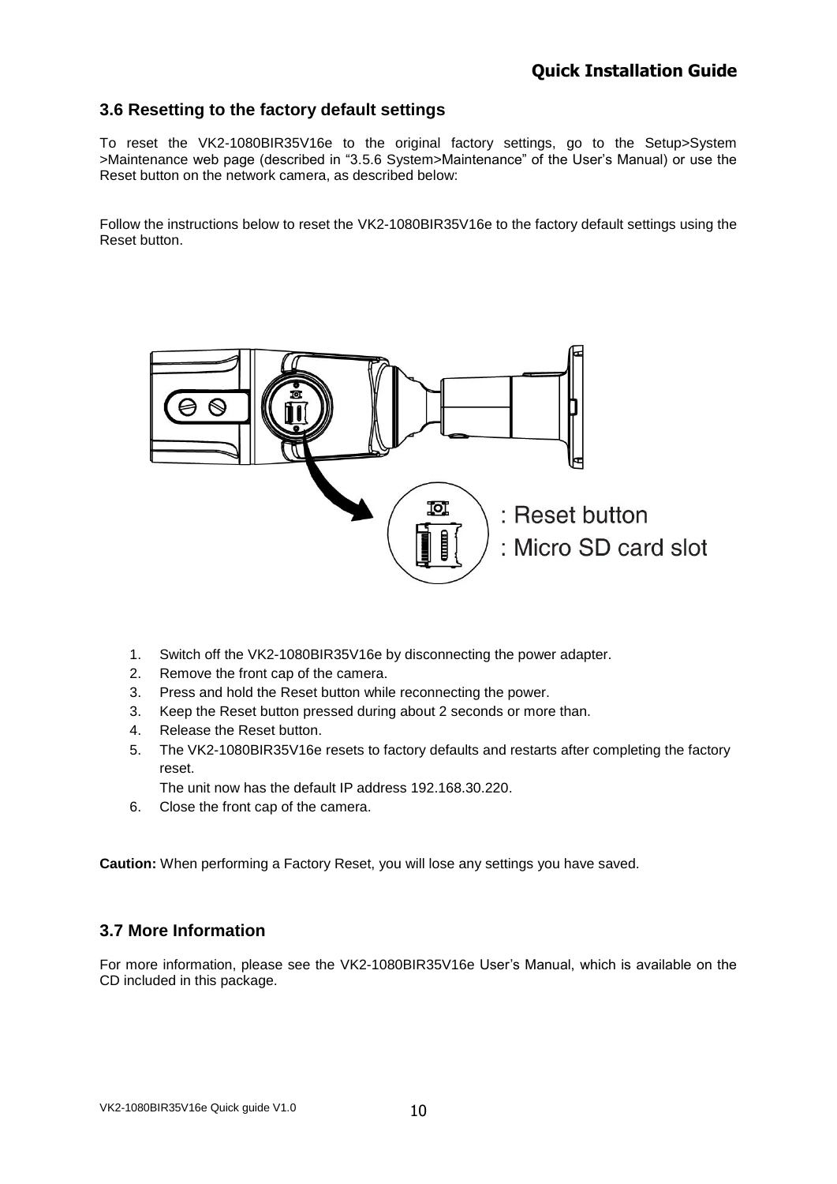## 3.6 Resetting to the factory default settings

To reset the VK2-1080BIR35V16e to the original factory settings, go to the Setup>System >Maintenance web page (described in "3.5.6 System>Maintenance" of the User's Manual) or use the Reset button on the network camera, as described below:

Follow the instructions below to reset the VK2-1080BIR35V16e to the factory default settings using the Reset button.

: Reset button

: Micro SD card slot

1. Switch off the VK2-1080BIR35V16e by disconnecting the power adapter.
2. Remove the front cap of the camera.
3. Press and hold the Reset button while reconnecting the power.
3. Keep the Reset button pressed during about 2 seconds or more than.
4. Release the Reset button.
5. The VK2-1080BIR35V16e resets to factory defaults and restarts after completing the factory reset.

   The unit now has the default IP address 192.168.30.220.
6. Close the front cap of the camera.

**Caution:** When performing a Factory Reset, you will lose any settings you have saved.

## 3.7 More Information

For more information, please see the VK2-1080BIR35V16e User's Manual, which is available on the CD included in this package.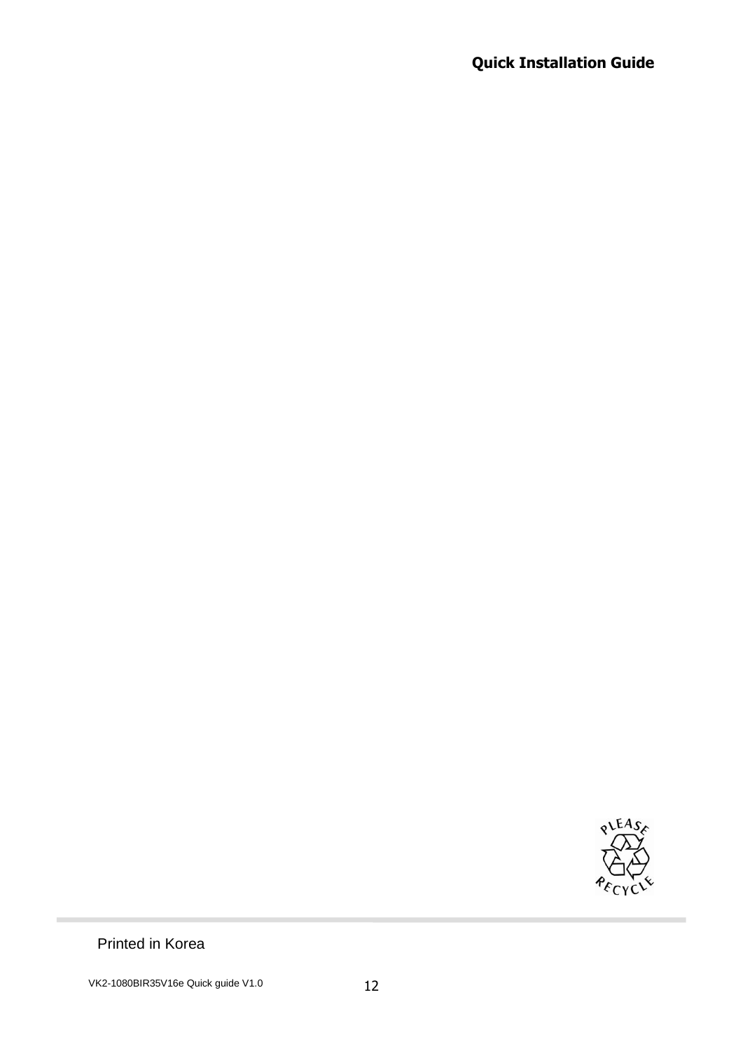Printed in Korea